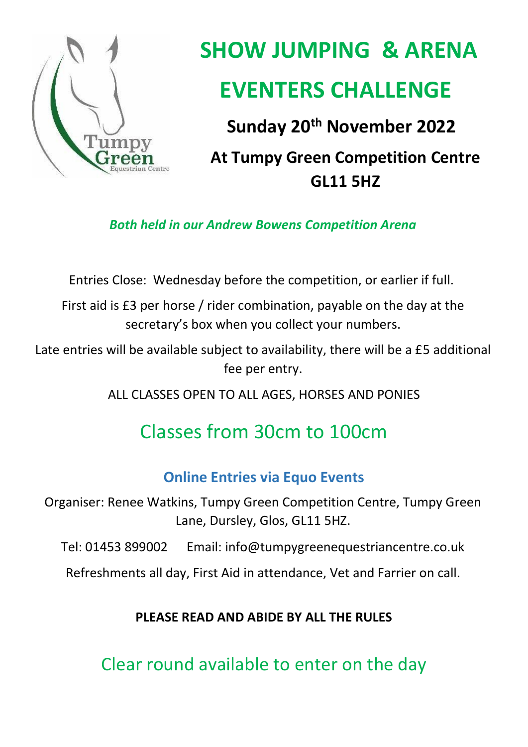# SHOW JUMPING & ARENA EVENTERS CHALLENGE

## Sunday 20th November 2022

## At Tumpy Green Competition Centre GL11 5HZ

***Both held in our Andrew Bowens Competition Arena***

Entries Close: Wednesday before the competition, or earlier if full.

First aid is £3 per horse / rider combination, payable on the day at the secretary's box when you collect your numbers.

Late entries will be available subject to availability, there will be a £5 additional fee per entry.

ALL CLASSES OPEN TO ALL AGES, HORSES AND PONIES

## Classes from 30cm to 100cm

### Online Entries via Equo Events

Organiser: Renee Watkins, Tumpy Green Competition Centre, Tumpy Green Lane, Dursley, Glos, GL11 5HZ.

Tel: 01453 899002 Email: info@tumpygreenequestriancentre.co.uk

Refreshments all day, First Aid in attendance, Vet and Farrier on call.

**PLEASE READ AND ABIDE BY ALL THE RULES**

## Clear round available to enter on the day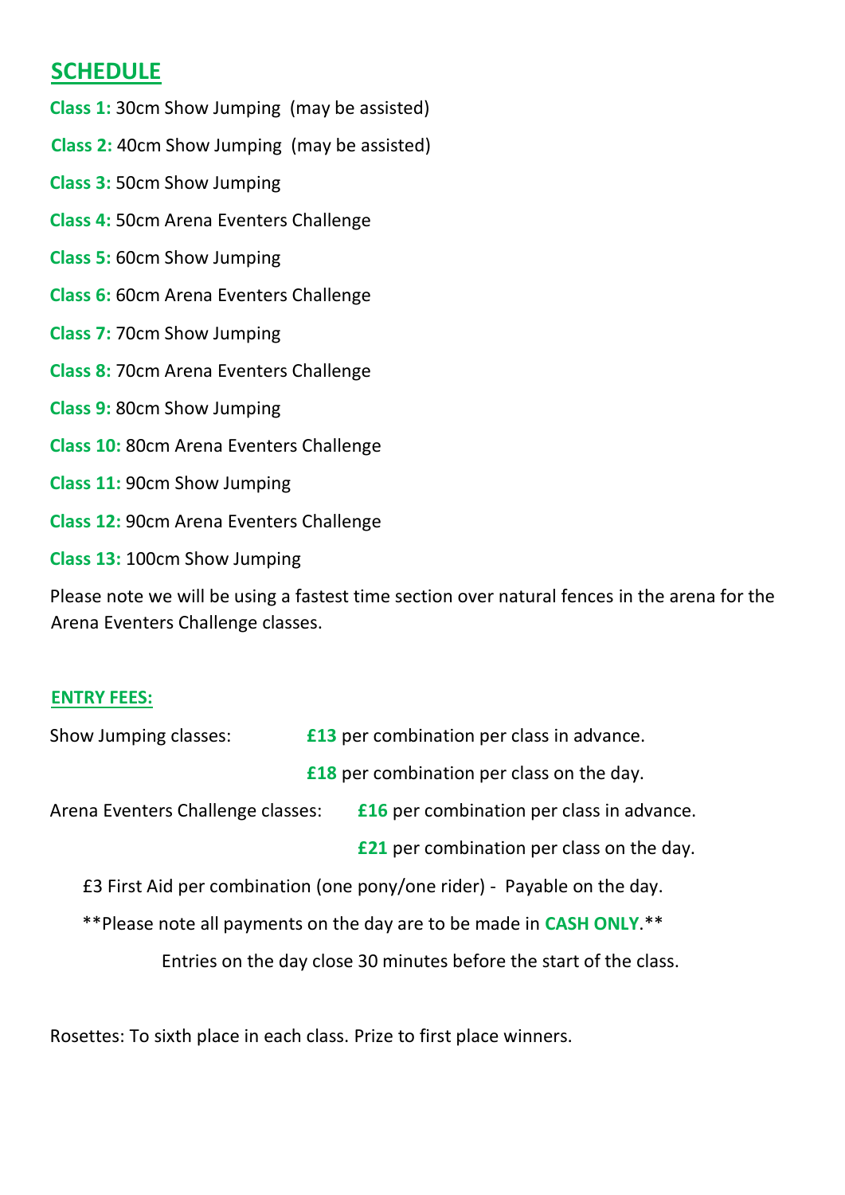## SCHEDULE

**Class 1:** 30cm Show Jumping (may be assisted)

**Class 2:** 40cm Show Jumping (may be assisted)

**Class 3:** 50cm Show Jumping

**Class 4:** 50cm Arena Eventers Challenge

**Class 5:** 60cm Show Jumping

**Class 6:** 60cm Arena Eventers Challenge

**Class 7:** 70cm Show Jumping

**Class 8:** 70cm Arena Eventers Challenge

**Class 9:** 80cm Show Jumping

**Class 10:** 80cm Arena Eventers Challenge

**Class 11:** 90cm Show Jumping

**Class 12:** 90cm Arena Eventers Challenge

**Class 13:** 100cm Show Jumping

Please note we will be using a fastest time section over natural fences in the arena for the Arena Eventers Challenge classes.

### ENTRY FEES:

Show Jumping classes: **£13** per combination per class in advance.
**£18** per combination per class on the day.

Arena Eventers Challenge classes: **£16** per combination per class in advance.
**£21** per combination per class on the day.

£3 First Aid per combination (one pony/one rider) - Payable on the day.

**Please note all payments on the day are to be made in **CASH ONLY**.**

Entries on the day close 30 minutes before the start of the class.

Rosettes: To sixth place in each class. Prize to first place winners.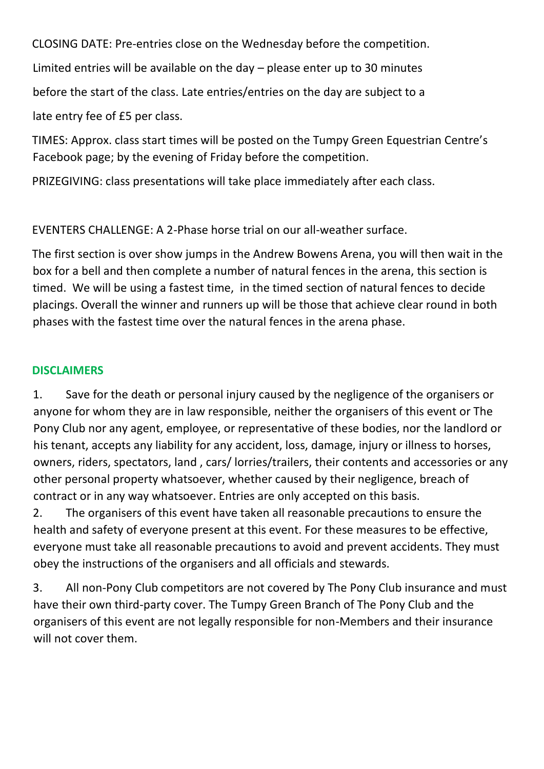CLOSING DATE: Pre-entries close on the Wednesday before the competition.

Limited entries will be available on the day – please enter up to 30 minutes before the start of the class. Late entries/entries on the day are subject to a late entry fee of £5 per class.

TIMES: Approx. class start times will be posted on the Tumpy Green Equestrian Centre's Facebook page; by the evening of Friday before the competition.

PRIZEGIVING: class presentations will take place immediately after each class.

EVENTERS CHALLENGE: A 2-Phase horse trial on our all-weather surface.

The first section is over show jumps in the Andrew Bowens Arena, you will then wait in the box for a bell and then complete a number of natural fences in the arena, this section is timed. We will be using a fastest time, in the timed section of natural fences to decide placings. Overall the winner and runners up will be those that achieve clear round in both phases with the fastest time over the natural fences in the arena phase.

## DISCLAIMERS

1. Save for the death or personal injury caused by the negligence of the organisers or anyone for whom they are in law responsible, neither the organisers of this event or The Pony Club nor any agent, employee, or representative of these bodies, nor the landlord or his tenant, accepts any liability for any accident, loss, damage, injury or illness to horses, owners, riders, spectators, land , cars/ lorries/trailers, their contents and accessories or any other personal property whatsoever, whether caused by their negligence, breach of contract or in any way whatsoever. Entries are only accepted on this basis.
2. The organisers of this event have taken all reasonable precautions to ensure the health and safety of everyone present at this event. For these measures to be effective, everyone must take all reasonable precautions to avoid and prevent accidents. They must obey the instructions of the organisers and all officials and stewards.
3. All non-Pony Club competitors are not covered by The Pony Club insurance and must have their own third-party cover. The Tumpy Green Branch of The Pony Club and the organisers of this event are not legally responsible for non-Members and their insurance will not cover them.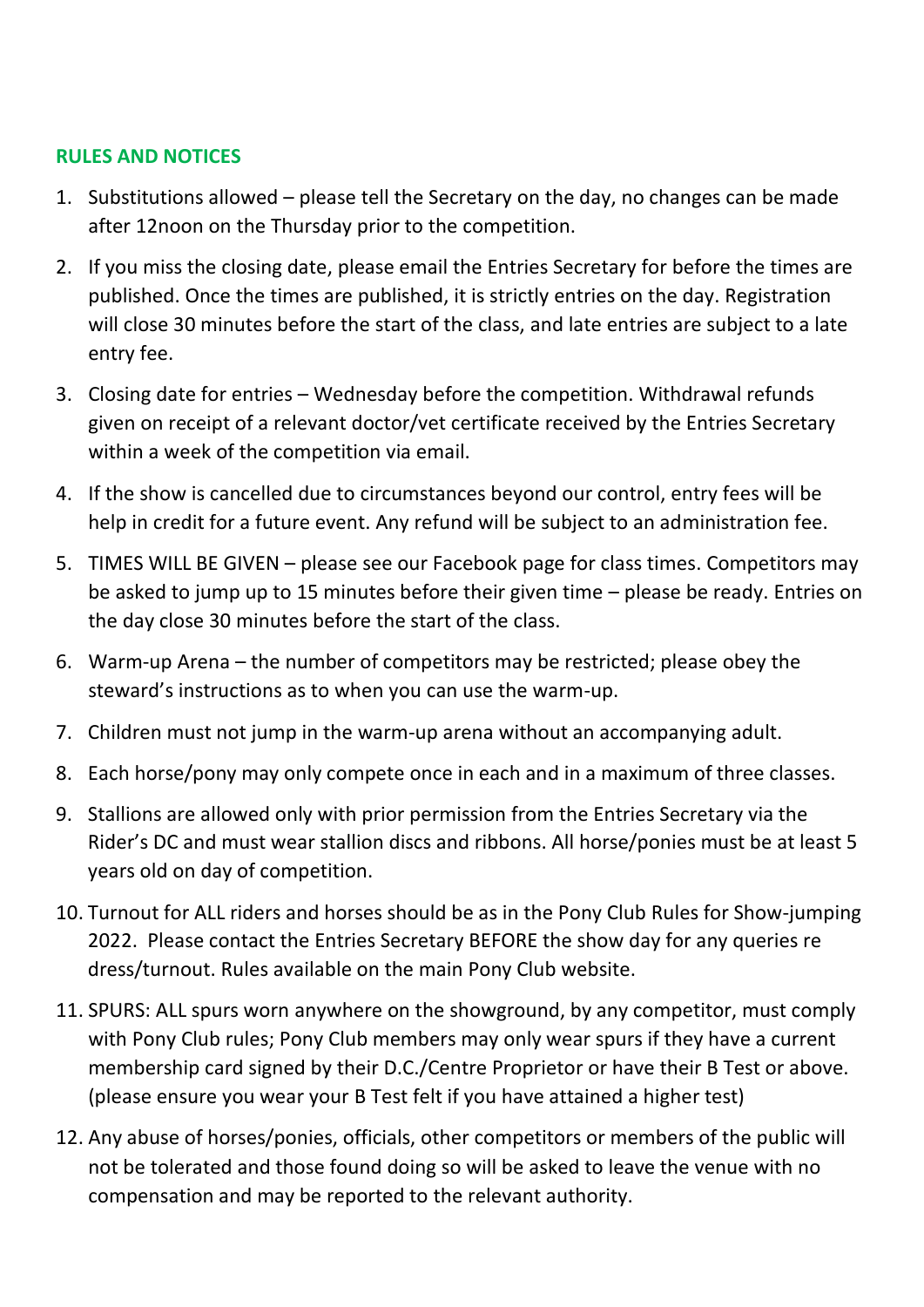## RULES AND NOTICES

1. Substitutions allowed – please tell the Secretary on the day, no changes can be made after 12noon on the Thursday prior to the competition.
2. If you miss the closing date, please email the Entries Secretary for before the times are published. Once the times are published, it is strictly entries on the day. Registration will close 30 minutes before the start of the class, and late entries are subject to a late entry fee.
3. Closing date for entries – Wednesday before the competition. Withdrawal refunds given on receipt of a relevant doctor/vet certificate received by the Entries Secretary within a week of the competition via email.
4. If the show is cancelled due to circumstances beyond our control, entry fees will be help in credit for a future event. Any refund will be subject to an administration fee.
5. TIMES WILL BE GIVEN – please see our Facebook page for class times. Competitors may be asked to jump up to 15 minutes before their given time – please be ready. Entries on the day close 30 minutes before the start of the class.
6. Warm-up Arena – the number of competitors may be restricted; please obey the steward's instructions as to when you can use the warm-up.
7. Children must not jump in the warm-up arena without an accompanying adult.
8. Each horse/pony may only compete once in each and in a maximum of three classes.
9. Stallions are allowed only with prior permission from the Entries Secretary via the Rider's DC and must wear stallion discs and ribbons. All horse/ponies must be at least 5 years old on day of competition.
10. Turnout for ALL riders and horses should be as in the Pony Club Rules for Show-jumping 2022. Please contact the Entries Secretary BEFORE the show day for any queries re dress/turnout. Rules available on the main Pony Club website.
11. SPURS: ALL spurs worn anywhere on the showground, by any competitor, must comply with Pony Club rules; Pony Club members may only wear spurs if they have a current membership card signed by their D.C./Centre Proprietor or have their B Test or above. (please ensure you wear your B Test felt if you have attained a higher test)
12. Any abuse of horses/ponies, officials, other competitors or members of the public will not be tolerated and those found doing so will be asked to leave the venue with no compensation and may be reported to the relevant authority.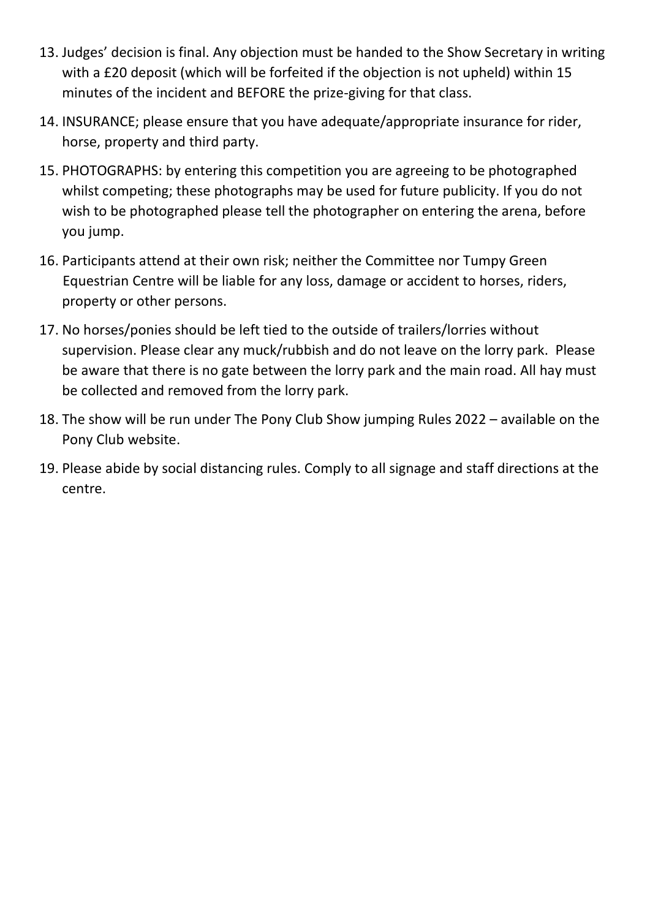13. Judges' decision is final. Any objection must be handed to the Show Secretary in writing with a £20 deposit (which will be forfeited if the objection is not upheld) within 15 minutes of the incident and BEFORE the prize-giving for that class.
14. INSURANCE; please ensure that you have adequate/appropriate insurance for rider, horse, property and third party.
15. PHOTOGRAPHS: by entering this competition you are agreeing to be photographed whilst competing; these photographs may be used for future publicity. If you do not wish to be photographed please tell the photographer on entering the arena, before you jump.
16. Participants attend at their own risk; neither the Committee nor Tumpy Green Equestrian Centre will be liable for any loss, damage or accident to horses, riders, property or other persons.
17. No horses/ponies should be left tied to the outside of trailers/lorries without supervision. Please clear any muck/rubbish and do not leave on the lorry park. Please be aware that there is no gate between the lorry park and the main road. All hay must be collected and removed from the lorry park.
18. The show will be run under The Pony Club Show jumping Rules 2022 – available on the Pony Club website.
19. Please abide by social distancing rules. Comply to all signage and staff directions at the centre.